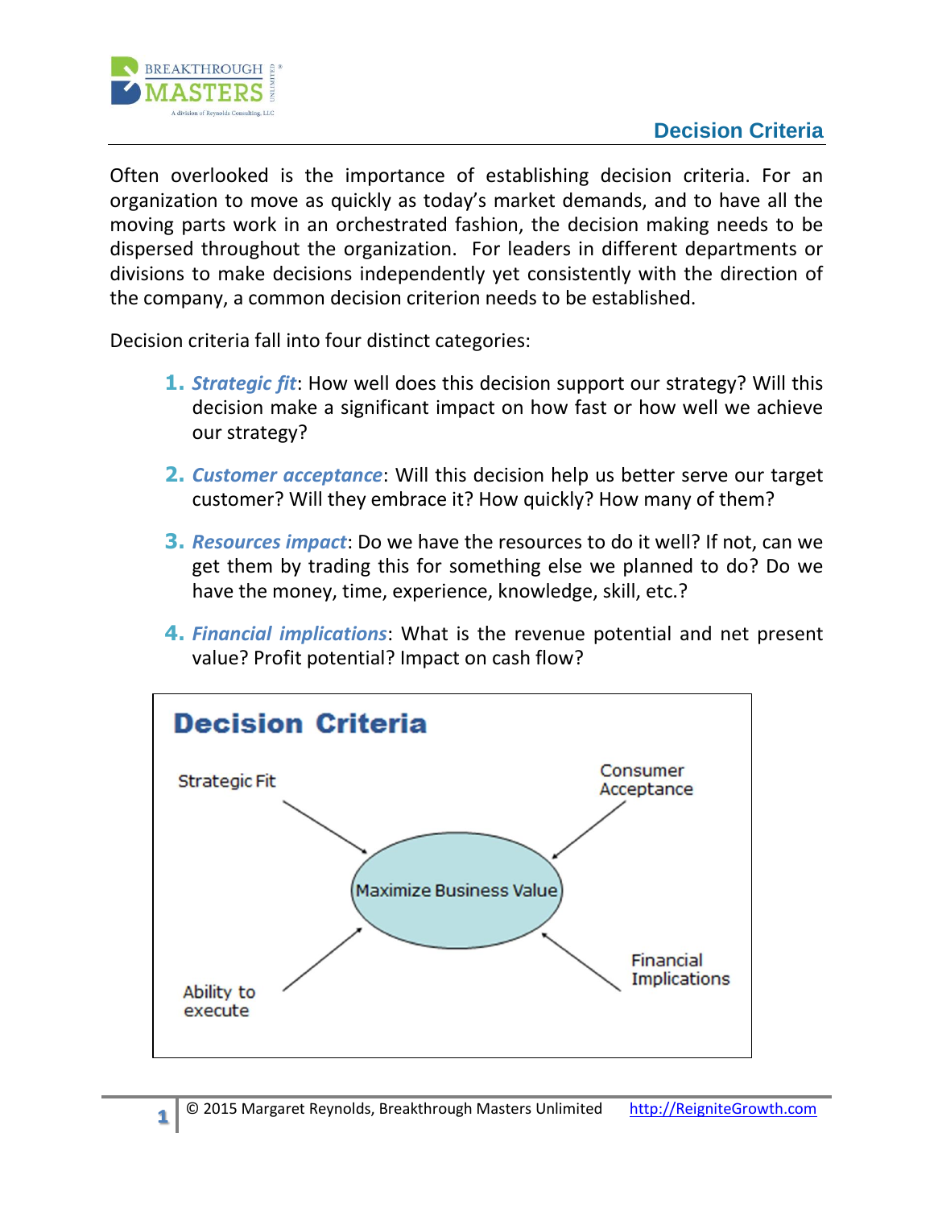# Decision Criteria

Often overlooked is the importance of establishing decision criteria. For an organization to move as quickly as today's market demands, and to have all the moving parts work in an orchestrated fashion, the decision making needs to be dispersed throughout the organization. For leaders in different departments or divisions to make decisions independently yet consistently with the direction of the company, a common decision criterion needs to be established.

Decision criteria fall into four distinct categories:

1. ***Strategic fit***: How well does this decision support our strategy? Will this decision make a significant impact on how fast or how well we achieve our strategy?
2. ***Customer acceptance***: Will this decision help us better serve our target customer? Will they embrace it? How quickly? How many of them?
3. ***Resources impact***: Do we have the resources to do it well? If not, can we get them by trading this for something else we planned to do? Do we have the money, time, experience, knowledge, skill, etc.?
4. ***Financial implications***: What is the revenue potential and net present value? Profit potential? Impact on cash flow?

**Decision Criteria**

Strategic Fit → Maximize Business Value

Consumer Acceptance → Maximize Business Value

Ability to execute → Maximize Business Value

Financial Implications → Maximize Business Value

© 2015 Margaret Reynolds, Breakthrough Masters Unlimited http://ReigniteGrowth.com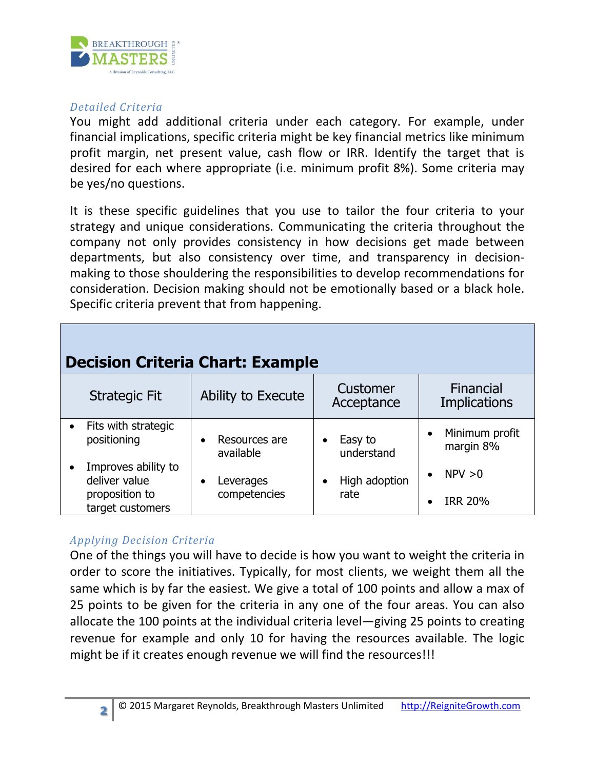### *Detailed Criteria*

You might add additional criteria under each category. For example, under financial implications, specific criteria might be key financial metrics like minimum profit margin, net present value, cash flow or IRR. Identify the target that is desired for each where appropriate (i.e. minimum profit 8%). Some criteria may be yes/no questions.

It is these specific guidelines that you use to tailor the four criteria to your strategy and unique considerations. Communicating the criteria throughout the company not only provides consistency in how decisions get made between departments, but also consistency over time, and transparency in decision-making to those shouldering the responsibilities to develop recommendations for consideration. Decision making should not be emotionally based or a black hole. Specific criteria prevent that from happening.

**Decision Criteria Chart: Example**

| Strategic Fit | Ability to Execute | Customer Acceptance | Financial Implications |
|---|---|---|---|
| • Fits with strategic positioning<br>• Improves ability to deliver value proposition to target customers | • Resources are available<br>• Leverages competencies | • Easy to understand<br>• High adoption rate | • Minimum profit margin 8%<br>• NPV >0<br>• IRR 20% |

### *Applying Decision Criteria*

One of the things you will have to decide is how you want to weight the criteria in order to score the initiatives. Typically, for most clients, we weight them all the same which is by far the easiest. We give a total of 100 points and allow a max of 25 points to be given for the criteria in any one of the four areas. You can also allocate the 100 points at the individual criteria level—giving 25 points to creating revenue for example and only 10 for having the resources available. The logic might be if it creates enough revenue we will find the resources!!!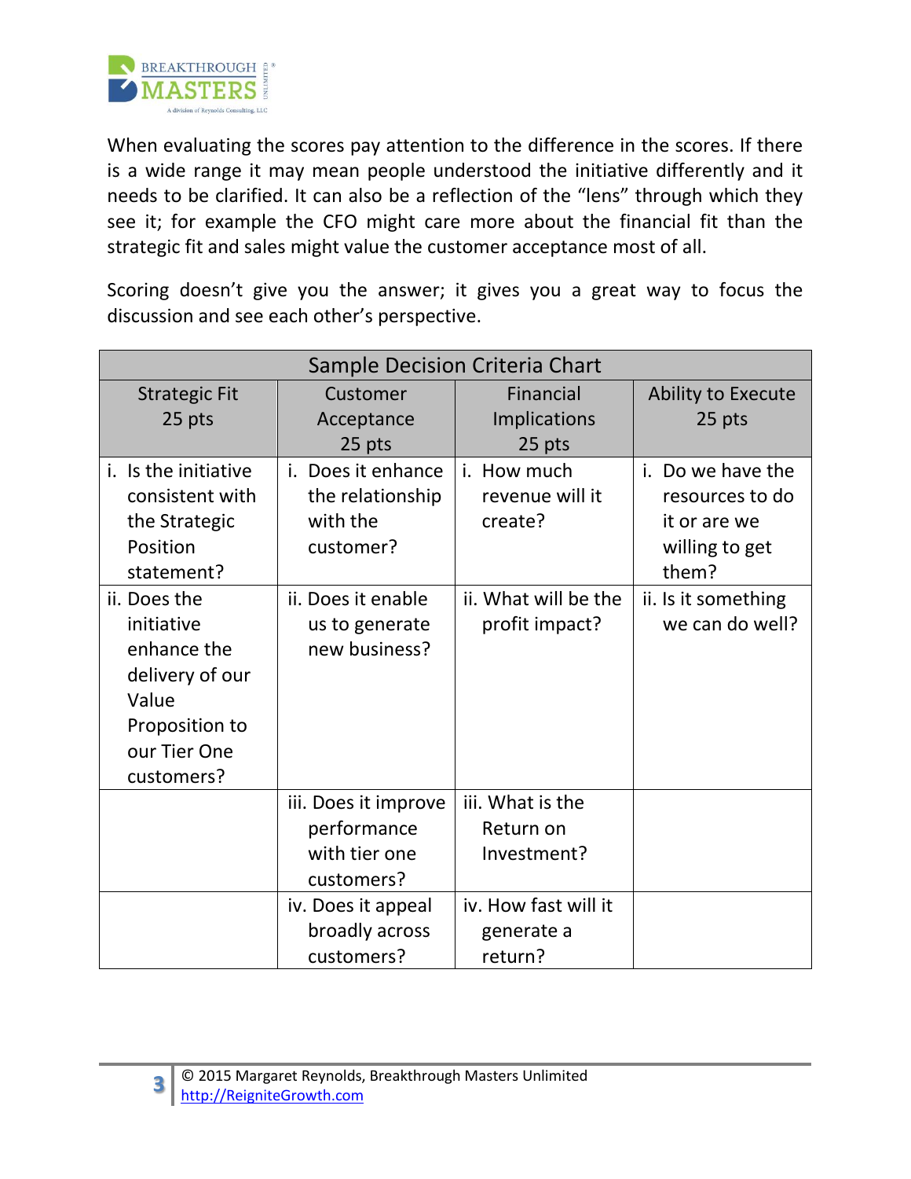When evaluating the scores pay attention to the difference in the scores. If there is a wide range it may mean people understood the initiative differently and it needs to be clarified. It can also be a reflection of the "lens" through which they see it; for example the CFO might care more about the financial fit than the strategic fit and sales might value the customer acceptance most of all.

Scoring doesn't give you the answer; it gives you a great way to focus the discussion and see each other's perspective.

| Sample Decision Criteria Chart | | | |
|---|---|---|---|
| Strategic Fit 25 pts | Customer Acceptance 25 pts | Financial Implications 25 pts | Ability to Execute 25 pts |
| i. Is the initiative consistent with the Strategic Position statement? | i. Does it enhance the relationship with the customer? | i. How much revenue will it create? | i. Do we have the resources to do it or are we willing to get them? |
| ii. Does the initiative enhance the delivery of our Value Proposition to our Tier One customers? | ii. Does it enable us to generate new business? | ii. What will be the profit impact? | ii. Is it something we can do well? |
| | iii. Does it improve performance with tier one customers? | iii. What is the Return on Investment? | |
| | iv. Does it appeal broadly across customers? | iv. How fast will it generate a return? | |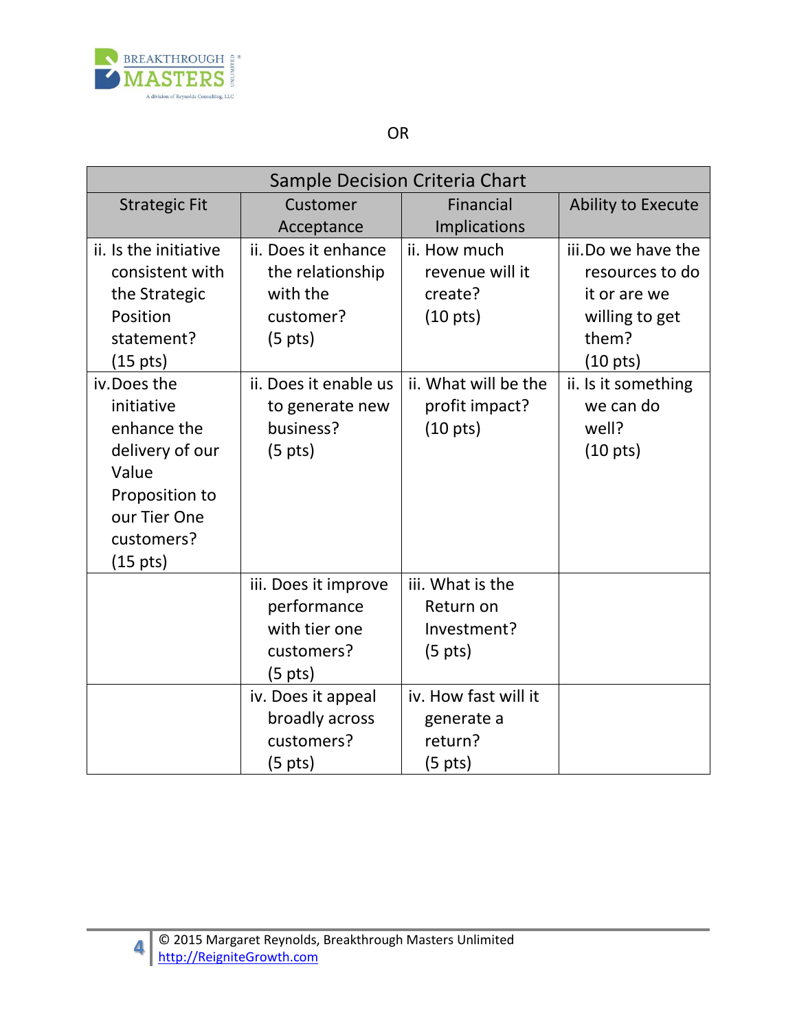OR

| Sample Decision Criteria Chart | | | |
|---|---|---|---|
| Strategic Fit | Customer Acceptance | Financial Implications | Ability to Execute |
| ii. Is the initiative consistent with the Strategic Position statement? (15 pts) | ii. Does it enhance the relationship with the customer? (5 pts) | ii. How much revenue will it create? (10 pts) | iii. Do we have the resources to do it or are we willing to get them? (10 pts) |
| iv. Does the initiative enhance the delivery of our Value Proposition to our Tier One customers? (15 pts) | ii. Does it enable us to generate new business? (5 pts) | ii. What will be the profit impact? (10 pts) | ii. Is it something we can do well? (10 pts) |
| | iii. Does it improve performance with tier one customers? (5 pts) | iii. What is the Return on Investment? (5 pts) | |
| | iv. Does it appeal broadly across customers? (5 pts) | iv. How fast will it generate a return? (5 pts) | |

© 2015 Margaret Reynolds, Breakthrough Masters Unlimited
http://ReigniteGrowth.com